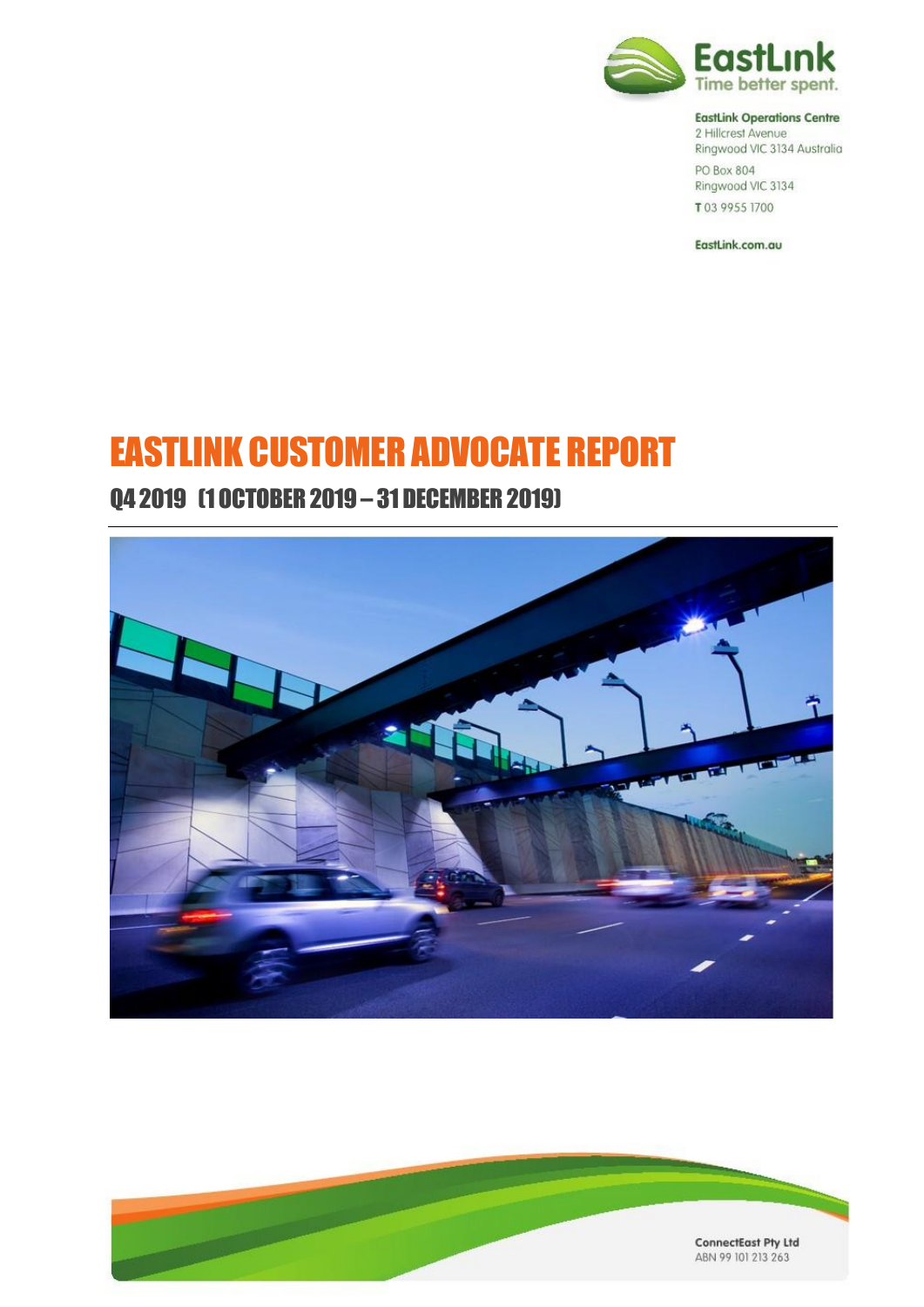EastLink
Time better spent.

**EastLink Operations Centre**
2 Hillcrest Avenue
Ringwood VIC 3134 Australia

PO Box 804
Ringwood VIC 3134

**T** 03 9955 1700

EastLink.com.au

# EASTLINK CUSTOMER ADVOCATE REPORT

## Q4 2019 (1 OCTOBER 2019 – 31 DECEMBER 2019)

**ConnectEast Pty Ltd**
ABN 99 101 213 263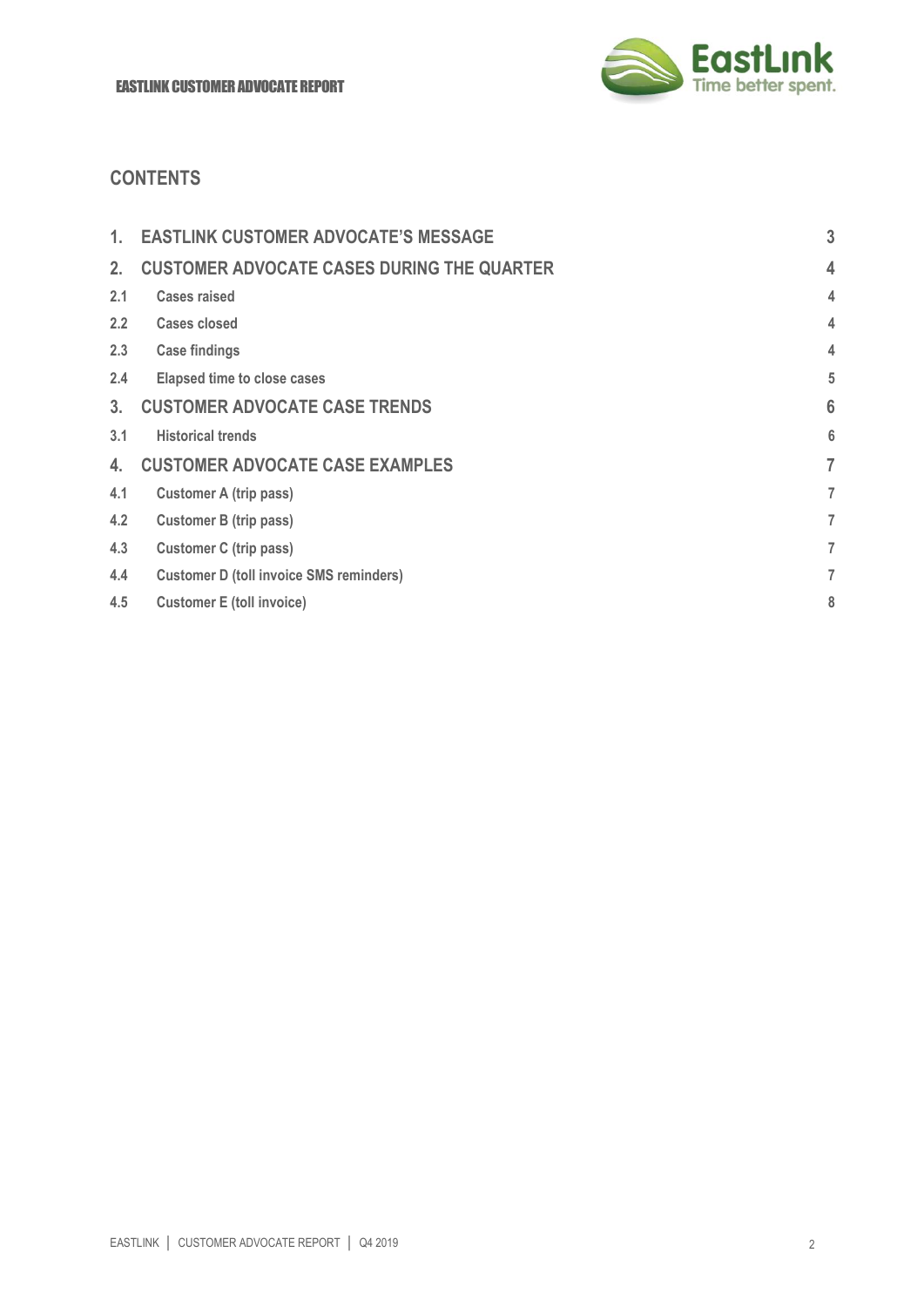## CONTENTS

| | | |
|---|---|---|
| **1.** | **EASTLINK CUSTOMER ADVOCATE'S MESSAGE** | **3** |
| **2.** | **CUSTOMER ADVOCATE CASES DURING THE QUARTER** | **4** |
| 2.1 | Cases raised | 4 |
| 2.2 | Cases closed | 4 |
| 2.3 | Case findings | 4 |
| 2.4 | Elapsed time to close cases | 5 |
| **3.** | **CUSTOMER ADVOCATE CASE TRENDS** | **6** |
| 3.1 | Historical trends | 6 |
| **4.** | **CUSTOMER ADVOCATE CASE EXAMPLES** | **7** |
| 4.1 | Customer A (trip pass) | 7 |
| 4.2 | Customer B (trip pass) | 7 |
| 4.3 | Customer C (trip pass) | 7 |
| 4.4 | Customer D (toll invoice SMS reminders) | 7 |
| 4.5 | Customer E (toll invoice) | 8 |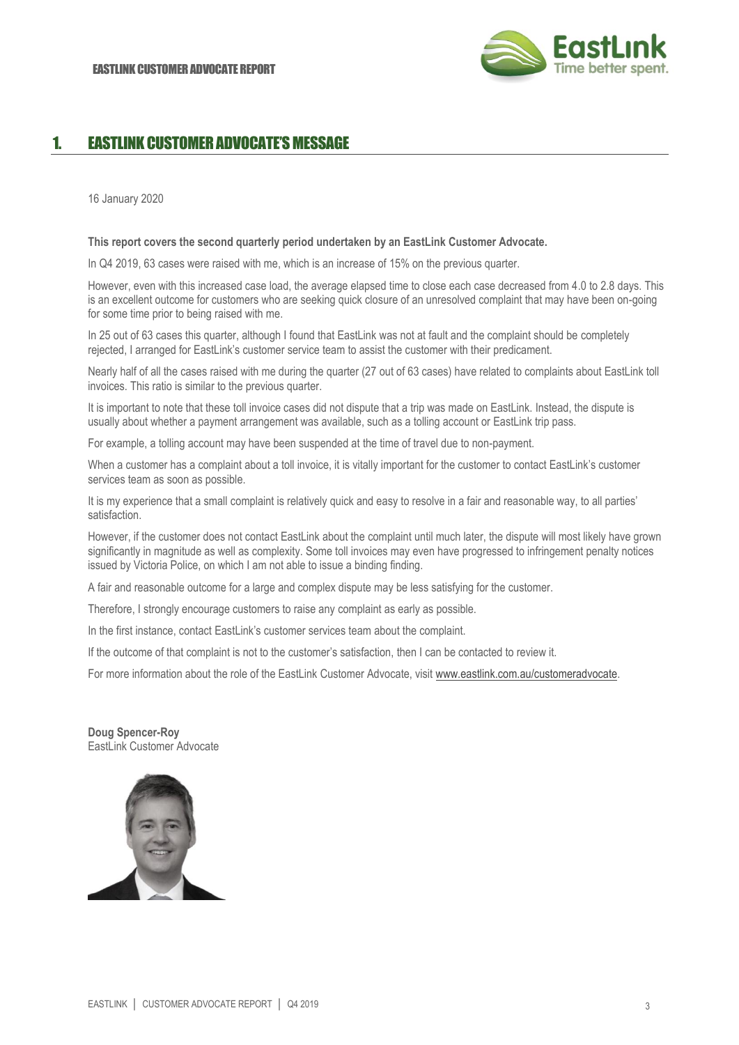# 1. EASTLINK CUSTOMER ADVOCATE'S MESSAGE

16 January 2020

**This report covers the second quarterly period undertaken by an EastLink Customer Advocate.**

In Q4 2019, 63 cases were raised with me, which is an increase of 15% on the previous quarter.

However, even with this increased case load, the average elapsed time to close each case decreased from 4.0 to 2.8 days. This is an excellent outcome for customers who are seeking quick closure of an unresolved complaint that may have been on-going for some time prior to being raised with me.

In 25 out of 63 cases this quarter, although I found that EastLink was not at fault and the complaint should be completely rejected, I arranged for EastLink's customer service team to assist the customer with their predicament.

Nearly half of all the cases raised with me during the quarter (27 out of 63 cases) have related to complaints about EastLink toll invoices. This ratio is similar to the previous quarter.

It is important to note that these toll invoice cases did not dispute that a trip was made on EastLink. Instead, the dispute is usually about whether a payment arrangement was available, such as a tolling account or EastLink trip pass.

For example, a tolling account may have been suspended at the time of travel due to non-payment.

When a customer has a complaint about a toll invoice, it is vitally important for the customer to contact EastLink's customer services team as soon as possible.

It is my experience that a small complaint is relatively quick and easy to resolve in a fair and reasonable way, to all parties' satisfaction.

However, if the customer does not contact EastLink about the complaint until much later, the dispute will most likely have grown significantly in magnitude as well as complexity. Some toll invoices may even have progressed to infringement penalty notices issued by Victoria Police, on which I am not able to issue a binding finding.

A fair and reasonable outcome for a large and complex dispute may be less satisfying for the customer.

Therefore, I strongly encourage customers to raise any complaint as early as possible.

In the first instance, contact EastLink's customer services team about the complaint.

If the outcome of that complaint is not to the customer's satisfaction, then I can be contacted to review it.

For more information about the role of the EastLink Customer Advocate, visit www.eastlink.com.au/customeradvocate.

**Doug Spencer-Roy**
EastLink Customer Advocate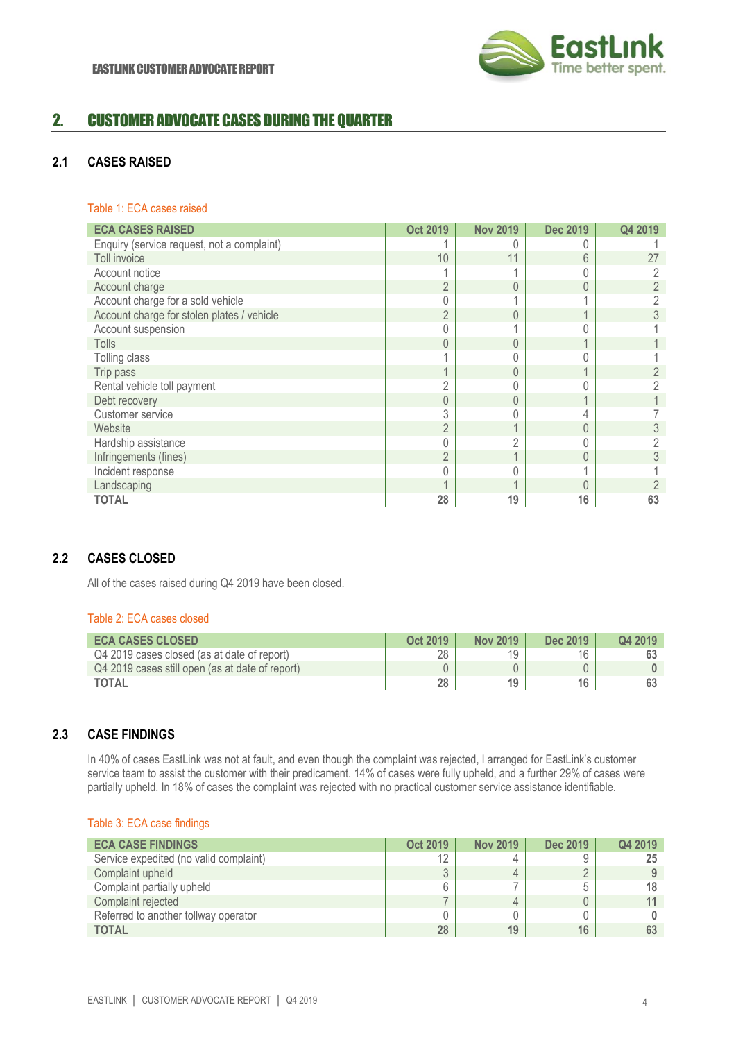## 2. CUSTOMER ADVOCATE CASES DURING THE QUARTER

### 2.1 CASES RAISED

Table 1: ECA cases raised

| ECA CASES RAISED | Oct 2019 | Nov 2019 | Dec 2019 | Q4 2019 |
|---|---|---|---|---|
| Enquiry (service request, not a complaint) | 1 | 0 | 0 | 1 |
| Toll invoice | 10 | 11 | 6 | 27 |
| Account notice | 1 | 1 | 0 | 2 |
| Account charge | 2 | 0 | 0 | 2 |
| Account charge for a sold vehicle | 0 | 1 | 1 | 2 |
| Account charge for stolen plates / vehicle | 2 | 0 | 1 | 3 |
| Account suspension | 0 | 1 | 0 | 1 |
| Tolls | 0 | 0 | 1 | 1 |
| Tolling class | 1 | 0 | 0 | 1 |
| Trip pass | 1 | 0 | 1 | 2 |
| Rental vehicle toll payment | 2 | 0 | 0 | 2 |
| Debt recovery | 0 | 0 | 1 | 1 |
| Customer service | 3 | 0 | 4 | 7 |
| Website | 2 | 1 | 0 | 3 |
| Hardship assistance | 0 | 2 | 0 | 2 |
| Infringements (fines) | 2 | 1 | 0 | 3 |
| Incident response | 0 | 0 | 1 | 1 |
| Landscaping | 1 | 1 | 0 | 2 |
| **TOTAL** | **28** | **19** | **16** | **63** |

### 2.2 CASES CLOSED

All of the cases raised during Q4 2019 have been closed.

Table 2: ECA cases closed

| ECA CASES CLOSED | Oct 2019 | Nov 2019 | Dec 2019 | Q4 2019 |
|---|---|---|---|---|
| Q4 2019 cases closed (as at date of report) | 28 | 19 | 16 | **63** |
| Q4 2019 cases still open (as at date of report) | 0 | 0 | 0 | **0** |
| **TOTAL** | **28** | **19** | **16** | **63** |

### 2.3 CASE FINDINGS

In 40% of cases EastLink was not at fault, and even though the complaint was rejected, I arranged for EastLink's customer service team to assist the customer with their predicament. 14% of cases were fully upheld, and a further 29% of cases were partially upheld. In 18% of cases the complaint was rejected with no practical customer service assistance identifiable.

Table 3: ECA case findings

| ECA CASE FINDINGS | Oct 2019 | Nov 2019 | Dec 2019 | Q4 2019 |
|---|---|---|---|---|
| Service expedited (no valid complaint) | 12 | 4 | 9 | **25** |
| Complaint upheld | 3 | 4 | 2 | **9** |
| Complaint partially upheld | 6 | 7 | 5 | **18** |
| Complaint rejected | 7 | 4 | 0 | **11** |
| Referred to another tollway operator | 0 | 0 | 0 | **0** |
| **TOTAL** | **28** | **19** | **16** | **63** |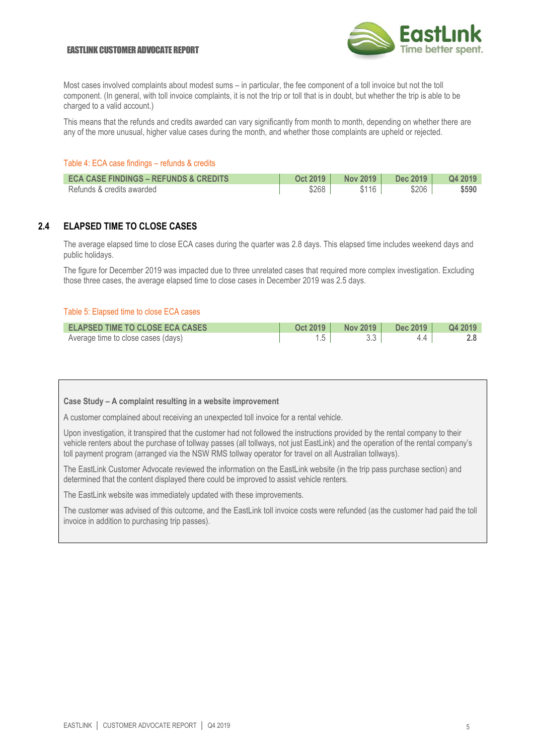Most cases involved complaints about modest sums – in particular, the fee component of a toll invoice but not the toll component. (In general, with toll invoice complaints, it is not the trip or toll that is in doubt, but whether the trip is able to be charged to a valid account.)

This means that the refunds and credits awarded can vary significantly from month to month, depending on whether there are any of the more unusual, higher value cases during the month, and whether those complaints are upheld or rejected.

Table 4: ECA case findings – refunds & credits

| ECA CASE FINDINGS – REFUNDS & CREDITS | Oct 2019 | Nov 2019 | Dec 2019 | Q4 2019 |
|---|---|---|---|---|
| Refunds & credits awarded | $268 | $116 | $206 | **$590** |

## 2.4 ELAPSED TIME TO CLOSE CASES

The average elapsed time to close ECA cases during the quarter was 2.8 days. This elapsed time includes weekend days and public holidays.

The figure for December 2019 was impacted due to three unrelated cases that required more complex investigation. Excluding those three cases, the average elapsed time to close cases in December 2019 was 2.5 days.

Table 5: Elapsed time to close ECA cases

| ELAPSED TIME TO CLOSE ECA CASES | Oct 2019 | Nov 2019 | Dec 2019 | Q4 2019 |
|---|---|---|---|---|
| Average time to close cases (days) | 1.5 | 3.3 | 4.4 | **2.8** |

**Case Study – A complaint resulting in a website improvement**

A customer complained about receiving an unexpected toll invoice for a rental vehicle.

Upon investigation, it transpired that the customer had not followed the instructions provided by the rental company to their vehicle renters about the purchase of tollway passes (all tollways, not just EastLink) and the operation of the rental company's toll payment program (arranged via the NSW RMS tollway operator for travel on all Australian tollways).

The EastLink Customer Advocate reviewed the information on the EastLink website (in the trip pass purchase section) and determined that the content displayed there could be improved to assist vehicle renters.

The EastLink website was immediately updated with these improvements.

The customer was advised of this outcome, and the EastLink toll invoice costs were refunded (as the customer had paid the toll invoice in addition to purchasing trip passes).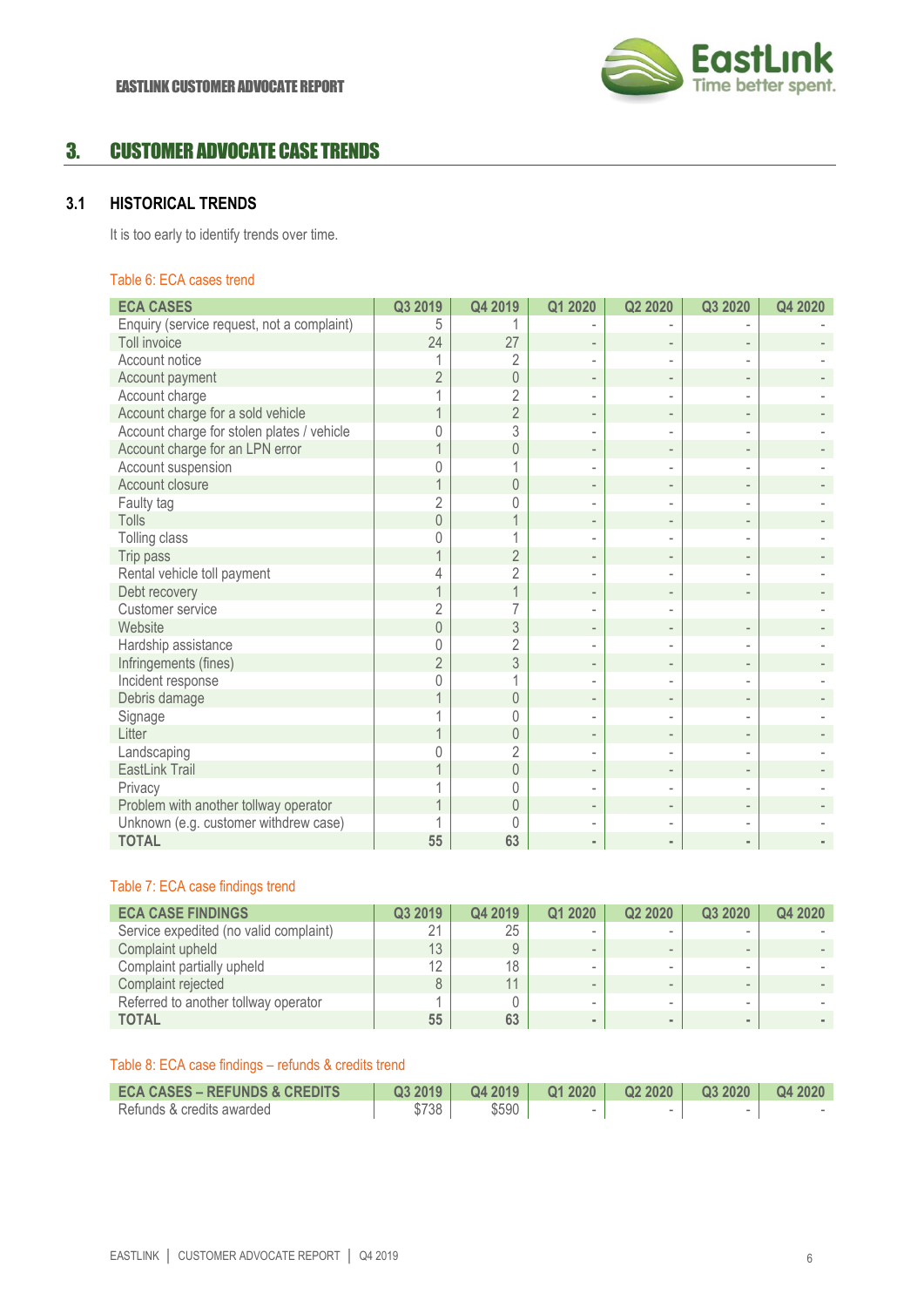## 3. CUSTOMER ADVOCATE CASE TRENDS

### 3.1 HISTORICAL TRENDS

It is too early to identify trends over time.

Table 6: ECA cases trend

| ECA CASES | Q3 2019 | Q4 2019 | Q1 2020 | Q2 2020 | Q3 2020 | Q4 2020 |
|---|---|---|---|---|---|---|
| Enquiry (service request, not a complaint) | 5 | 1 | - | - | - | - |
| Toll invoice | 24 | 27 | - | - | - | - |
| Account notice | 1 | 2 | - | - | - | - |
| Account payment | 2 | 0 | - | - | - | - |
| Account charge | 1 | 2 | - | - | - | - |
| Account charge for a sold vehicle | 1 | 2 | - | - | - | - |
| Account charge for stolen plates / vehicle | 0 | 3 | - | - | - | - |
| Account charge for an LPN error | 1 | 0 | - | - | - | - |
| Account suspension | 0 | 1 | - | - | - | - |
| Account closure | 1 | 0 | - | - | - | - |
| Faulty tag | 2 | 0 | - | - | - | - |
| Tolls | 0 | 1 | - | - | - | - |
| Tolling class | 0 | 1 | - | - | - | - |
| Trip pass | 1 | 2 | - | - | - | - |
| Rental vehicle toll payment | 4 | 2 | - | - | - | - |
| Debt recovery | 1 | 1 | - | - | - | - |
| Customer service | 2 | 7 | - | - | | - |
| Website | 0 | 3 | - | - | - | - |
| Hardship assistance | 0 | 2 | - | - | - | - |
| Infringements (fines) | 2 | 3 | - | - | - | - |
| Incident response | 0 | 1 | - | - | - | - |
| Debris damage | 1 | 0 | - | - | - | - |
| Signage | 1 | 0 | - | - | - | - |
| Litter | 1 | 0 | - | - | - | - |
| Landscaping | 0 | 2 | - | - | - | - |
| EastLink Trail | 1 | 0 | - | - | - | - |
| Privacy | 1 | 0 | - | - | - | - |
| Problem with another tollway operator | 1 | 0 | - | - | - | - |
| Unknown (e.g. customer withdrew case) | 1 | 0 | - | - | - | - |
| **TOTAL** | **55** | **63** | **-** | **-** | **-** | **-** |

Table 7: ECA case findings trend

| ECA CASE FINDINGS | Q3 2019 | Q4 2019 | Q1 2020 | Q2 2020 | Q3 2020 | Q4 2020 |
|---|---|---|---|---|---|---|
| Service expedited (no valid complaint) | 21 | 25 | - | - | - | - |
| Complaint upheld | 13 | 9 | - | - | - | - |
| Complaint partially upheld | 12 | 18 | - | - | - | - |
| Complaint rejected | 8 | 11 | - | - | - | - |
| Referred to another tollway operator | 1 | 0 | - | - | - | - |
| **TOTAL** | **55** | **63** | **-** | **-** | **-** | **-** |

Table 8: ECA case findings – refunds & credits trend

| ECA CASES – REFUNDS & CREDITS | Q3 2019 | Q4 2019 | Q1 2020 | Q2 2020 | Q3 2020 | Q4 2020 |
|---|---|---|---|---|---|---|
| Refunds & credits awarded | $738 | $590 | - | - | - | - |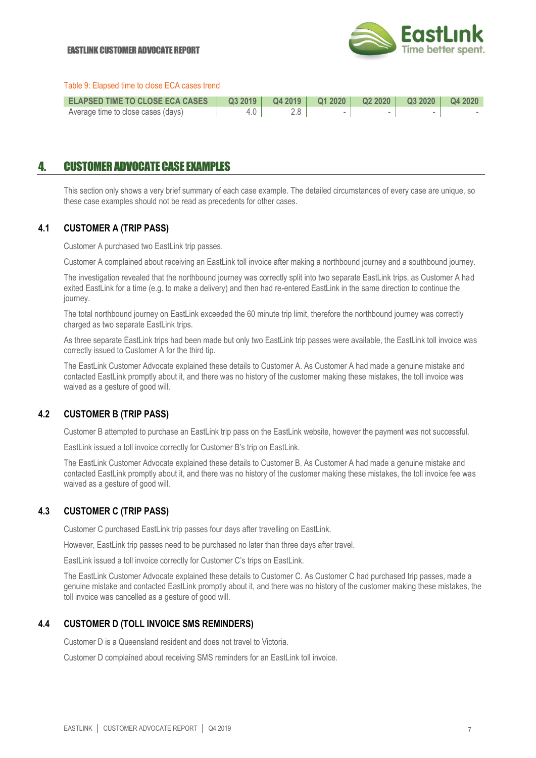Table 9: Elapsed time to close ECA cases trend

| ELAPSED TIME TO CLOSE ECA CASES | Q3 2019 | Q4 2019 | Q1 2020 | Q2 2020 | Q3 2020 | Q4 2020 |
|---|---|---|---|---|---|---|
| Average time to close cases (days) | 4.0 | 2.8 | - | - | - | - |

## 4. CUSTOMER ADVOCATE CASE EXAMPLES

This section only shows a very brief summary of each case example. The detailed circumstances of every case are unique, so these case examples should not be read as precedents for other cases.

### 4.1 CUSTOMER A (TRIP PASS)

Customer A purchased two EastLink trip passes.

Customer A complained about receiving an EastLink toll invoice after making a northbound journey and a southbound journey.

The investigation revealed that the northbound journey was correctly split into two separate EastLink trips, as Customer A had exited EastLink for a time (e.g. to make a delivery) and then had re-entered EastLink in the same direction to continue the journey.

The total northbound journey on EastLink exceeded the 60 minute trip limit, therefore the northbound journey was correctly charged as two separate EastLink trips.

As three separate EastLink trips had been made but only two EastLink trip passes were available, the EastLink toll invoice was correctly issued to Customer A for the third tip.

The EastLink Customer Advocate explained these details to Customer A. As Customer A had made a genuine mistake and contacted EastLink promptly about it, and there was no history of the customer making these mistakes, the toll invoice was waived as a gesture of good will.

### 4.2 CUSTOMER B (TRIP PASS)

Customer B attempted to purchase an EastLink trip pass on the EastLink website, however the payment was not successful.

EastLink issued a toll invoice correctly for Customer B's trip on EastLink.

The EastLink Customer Advocate explained these details to Customer B. As Customer A had made a genuine mistake and contacted EastLink promptly about it, and there was no history of the customer making these mistakes, the toll invoice fee was waived as a gesture of good will.

### 4.3 CUSTOMER C (TRIP PASS)

Customer C purchased EastLink trip passes four days after travelling on EastLink.

However, EastLink trip passes need to be purchased no later than three days after travel.

EastLink issued a toll invoice correctly for Customer C's trips on EastLink.

The EastLink Customer Advocate explained these details to Customer C. As Customer C had purchased trip passes, made a genuine mistake and contacted EastLink promptly about it, and there was no history of the customer making these mistakes, the toll invoice was cancelled as a gesture of good will.

### 4.4 CUSTOMER D (TOLL INVOICE SMS REMINDERS)

Customer D is a Queensland resident and does not travel to Victoria.

Customer D complained about receiving SMS reminders for an EastLink toll invoice.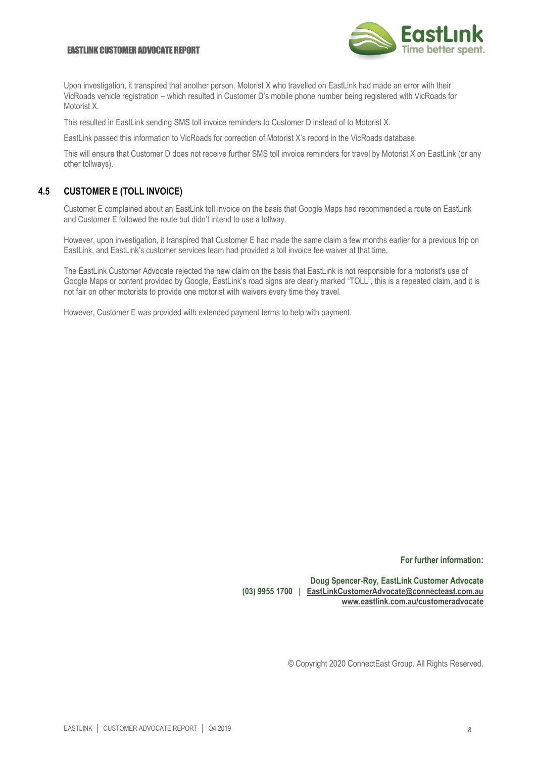Upon investigation, it transpired that another person, Motorist X who travelled on EastLink had made an error with their VicRoads vehicle registration – which resulted in Customer D's mobile phone number being registered with VicRoads for Motorist X.

This resulted in EastLink sending SMS toll invoice reminders to Customer D instead of to Motorist X.

EastLink passed this information to VicRoads for correction of Motorist X's record in the VicRoads database.

This will ensure that Customer D does not receive further SMS toll invoice reminders for travel by Motorist X on EastLink (or any other tollways).

## 4.5 CUSTOMER E (TOLL INVOICE)

Customer E complained about an EastLink toll invoice on the basis that Google Maps had recommended a route on EastLink and Customer E followed the route but didn't intend to use a tollway.

However, upon investigation, it transpired that Customer E had made the same claim a few months earlier for a previous trip on EastLink, and EastLink's customer services team had provided a toll invoice fee waiver at that time.

The EastLink Customer Advocate rejected the new claim on the basis that EastLink is not responsible for a motorist's use of Google Maps or content provided by Google, EastLink's road signs are clearly marked "TOLL", this is a repeated claim, and it is not fair on other motorists to provide one motorist with waivers every time they travel.

However, Customer E was provided with extended payment terms to help with payment.

**For further information:**

**Doug Spencer-Roy, EastLink Customer Advocate**
**(03) 9955 1700 | EastLinkCustomerAdvocate@connecteast.com.au**
**www.eastlink.com.au/customeradvocate**

© Copyright 2020 ConnectEast Group. All Rights Reserved.